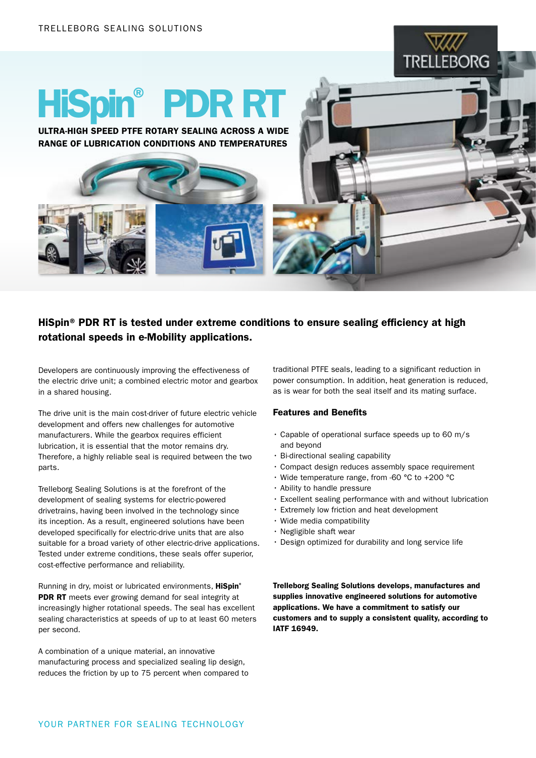# HiSpin® PDR RT

**ULTRA-HIGH SPEED PTFE ROTARY SEALING ACROSS A WIDE RANGE OF LUBRICATION CONDITIONS AND TEMPERATURES**

## HiSpin® PDR RT is tested under extreme conditions to ensure sealing efficiency at high rotational speeds in e-Mobility applications.

Developers are continuously improving the effectiveness of the electric drive unit; a combined electric motor and gearbox in a shared housing.

The drive unit is the main cost-driver of future electric vehicle development and offers new challenges for automotive manufacturers. While the gearbox requires efficient lubrication, it is essential that the motor remains dry. Therefore, a highly reliable seal is required between the two parts.

Trelleborg Sealing Solutions is at the forefront of the development of sealing systems for electric-powered drivetrains, having been involved in the technology since its inception. As a result, engineered solutions have been developed specifically for electric-drive units that are also suitable for a broad variety of other electric-drive applications. Tested under extreme conditions, these seals offer superior, cost-effective performance and reliability.

Running in dry, moist or lubricated environments, **HiSpin® PDR RT** meets ever growing demand for seal integrity at increasingly higher rotational speeds. The seal has excellent sealing characteristics at speeds of up to at least 60 meters per second.

A combination of a unique material, an innovative manufacturing process and specialized sealing lip design, reduces the friction by up to 75 percent when compared to traditional PTFE seals, leading to a significant reduction in power consumption. In addition, heat generation is reduced, as is wear for both the seal itself and its mating surface.

### Features and Benefits

- Capable of operational surface speeds up to 60 m/s and beyond
- Bi-directional sealing capability
- Compact design reduces assembly space requirement
- Wide temperature range, from -60 °C to +200 °C
- Ability to handle pressure
- Excellent sealing performance with and without lubrication
- Extremely low friction and heat development
- Wide media compatibility
- Negligible shaft wear
- Design optimized for durability and long service life

**Trelleborg Sealing Solutions develops, manufactures and supplies innovative engineered solutions for automotive applications. We have a commitment to satisfy our customers and to supply a consistent quality, according to IATF 16949.**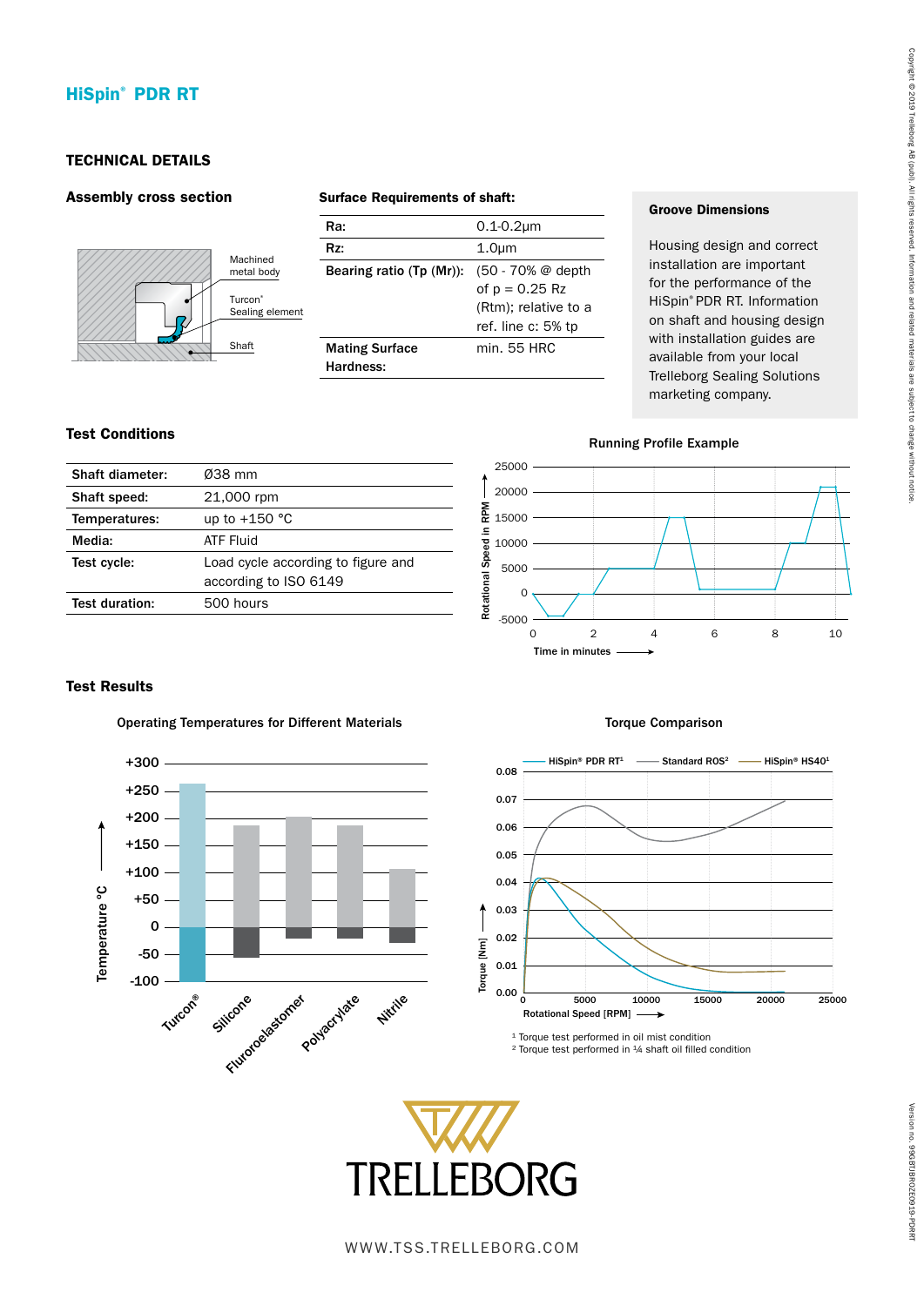## HiSpin® PDR RT

### TECHNICAL DETAILS

#### Assembly cross section

Machined metal body

Turcon® Sealing element

Shaft

#### Surface Requirements of shaft:

| | |
|---|---|
| **Ra:** | 0.1-0.2µm |
| **Rz:** | 1.0µm |
| **Bearing ratio (Tp (Mr)):** | (50 - 70% @ depth of p = 0.25 Rz (Rtm); relative to a ref. line c: 5% tp |
| **Mating Surface Hardness:** | min. 55 HRC |

#### Groove Dimensions

Housing design and correct installation are important for the performance of the HiSpin® PDR RT. Information on shaft and housing design with installation guides are available from your local Trelleborg Sealing Solutions marketing company.

#### Test Conditions

| | |
|---|---|
| **Shaft diameter:** | Ø38 mm |
| **Shaft speed:** | 21,000 rpm |
| **Temperatures:** | up to +150 °C |
| **Media:** | ATF Fluid |
| **Test cycle:** | Load cycle according to figure and according to ISO 6149 |
| **Test duration:** | 500 hours |

Running Profile Example

Rotational Speed in RPM

25000
20000
15000
10000
5000
0
-5000

0 2 4 6 8 10

Time in minutes

#### Test Results

Operating Temperatures for Different Materials

Temperature °C

+300
+250
+200
+150
+100
+50
0
-50
-100

Turcon® Silicone Fluroroelastomer Polyacrylate Nitrile

Torque Comparison

HiSpin® PDR RT[1] Standard ROS[2] HiSpin® HS40[1]

Torque [Nm]

0.08
0.07
0.06
0.05
0.04
0.03
0.02
0.01
0.00

0 5000 10000 15000 20000 25000

Rotational Speed [RPM]

[1] Torque test performed in oil mist condition
[2] Torque test performed in ¼ shaft oil filled condition

TRELLEBORG

WWW.TSS.TRELLEBORG.COM